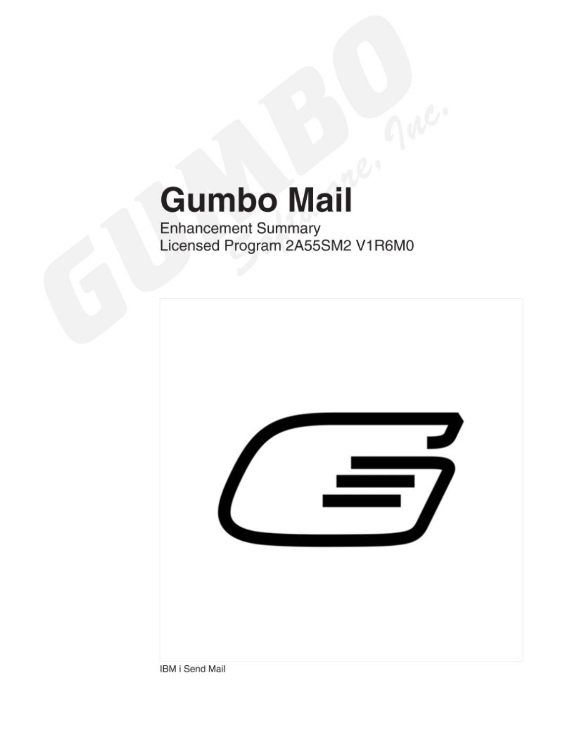# Gumbo Mail

Enhancement Summary
Licensed Program 2A55SM2 V1R6M0

IBM i Send Mail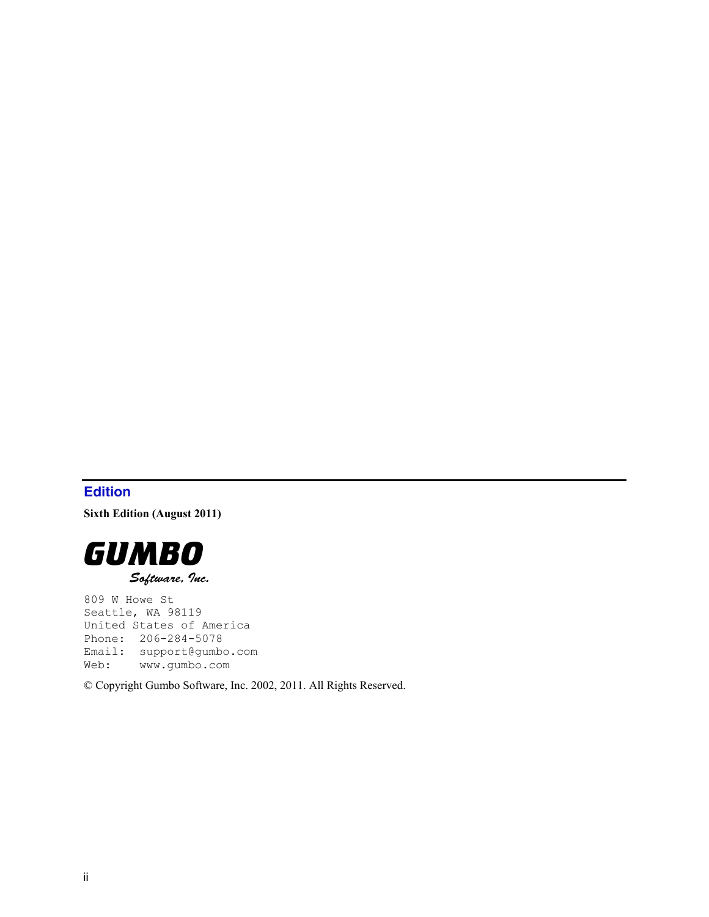## Edition

**Sixth Edition (August 2011)**

**GUMBO**
*Software, Inc.*

```
809 W Howe St
Seattle, WA 98119
United States of America
Phone:  206-284-5078
Email:  support@gumbo.com
Web:    www.gumbo.com
```

© Copyright Gumbo Software, Inc. 2002, 2011. All Rights Reserved.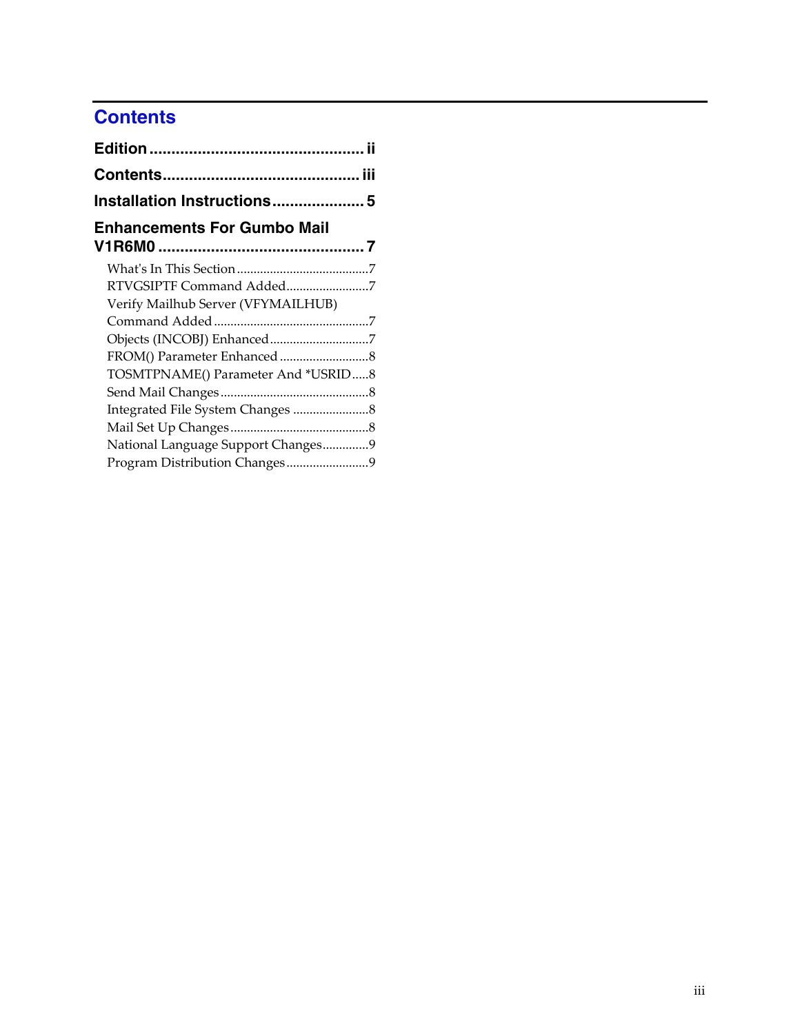# Contents

**Edition ................................................ ii**

**Contents............................................ iii**

**Installation Instructions..................... 5**

**Enhancements For Gumbo Mail V1R6M0 .............................................. 7**

- What's In This Section........................................7
- RTVGSIPTF Command Added.........................7
- Verify Mailhub Server (VFYMAILHUB) Command Added ...............................................7
- Objects (INCOBJ) Enhanced.............................7
- FROM() Parameter Enhanced ...........................8
- TOSMTPNAME() Parameter And *USRID.....8
- Send Mail Changes.............................................8
- Integrated File System Changes .......................8
- Mail Set Up Changes..........................................8
- National Language Support Changes.............9
- Program Distribution Changes.........................9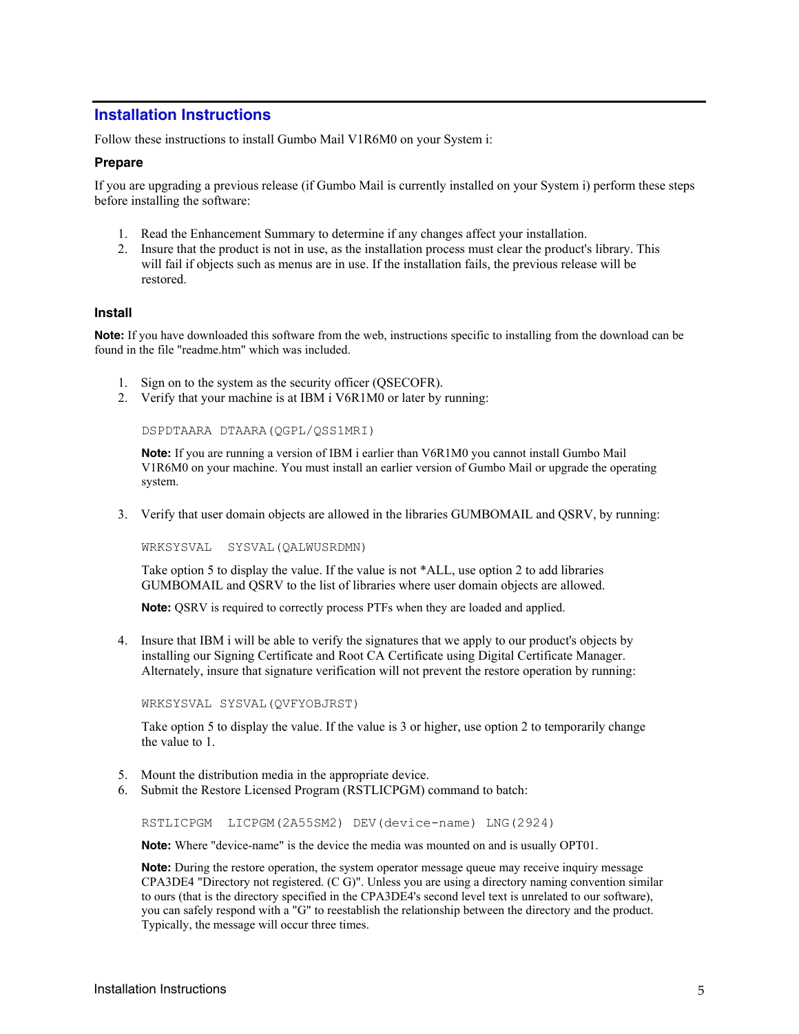## Installation Instructions

Follow these instructions to install Gumbo Mail V1R6M0 on your System i:

### Prepare

If you are upgrading a previous release (if Gumbo Mail is currently installed on your System i) perform these steps before installing the software:

1. Read the Enhancement Summary to determine if any changes affect your installation.
2. Insure that the product is not in use, as the installation process must clear the product's library. This will fail if objects such as menus are in use. If the installation fails, the previous release will be restored.

### Install

**Note:** If you have downloaded this software from the web, instructions specific to installing from the download can be found in the file "readme.htm" which was included.

1. Sign on to the system as the security officer (QSECOFR).
2. Verify that your machine is at IBM i V6R1M0 or later by running:

   ```
   DSPDTAARA DTAARA(QGPL/QSS1MRI)
   ```

   **Note:** If you are running a version of IBM i earlier than V6R1M0 you cannot install Gumbo Mail V1R6M0 on your machine. You must install an earlier version of Gumbo Mail or upgrade the operating system.

3. Verify that user domain objects are allowed in the libraries GUMBOMAIL and QSRV, by running:

   ```
   WRKSYSVAL  SYSVAL(QALWUSRDMN)
   ```

   Take option 5 to display the value. If the value is not *ALL, use option 2 to add libraries GUMBOMAIL and QSRV to the list of libraries where user domain objects are allowed.

   **Note:** QSRV is required to correctly process PTFs when they are loaded and applied.

4. Insure that IBM i will be able to verify the signatures that we apply to our product's objects by installing our Signing Certificate and Root CA Certificate using Digital Certificate Manager. Alternately, insure that signature verification will not prevent the restore operation by running:

   ```
   WRKSYSVAL SYSVAL(QVFYOBJRST)
   ```

   Take option 5 to display the value. If the value is 3 or higher, use option 2 to temporarily change the value to 1.

5. Mount the distribution media in the appropriate device.
6. Submit the Restore Licensed Program (RSTLICPGM) command to batch:

   ```
   RSTLICPGM  LICPGM(2A55SM2) DEV(device-name) LNG(2924)
   ```

   **Note:** Where "device-name" is the device the media was mounted on and is usually OPT01.

   **Note:** During the restore operation, the system operator message queue may receive inquiry message CPA3DE4 "Directory not registered. (C G)". Unless you are using a directory naming convention similar to ours (that is the directory specified in the CPA3DE4's second level text is unrelated to our software), you can safely respond with a "G" to reestablish the relationship between the directory and the product. Typically, the message will occur three times.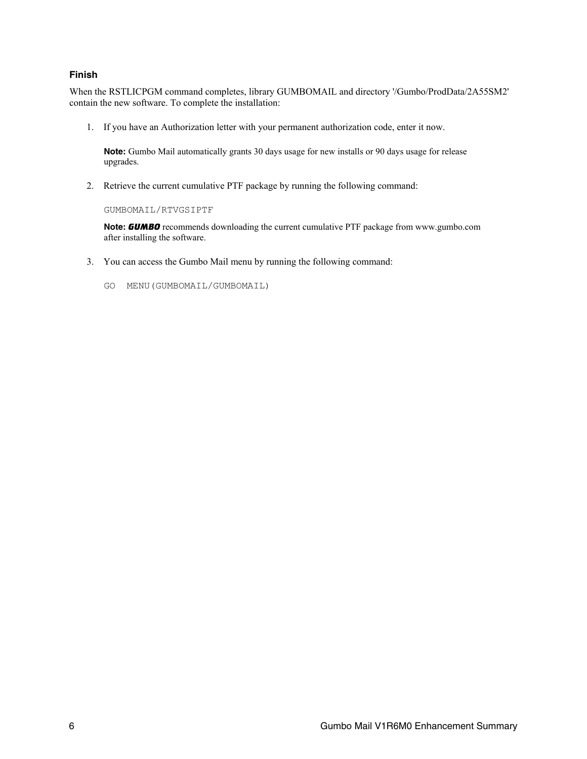### Finish

When the RSTLICPGM command completes, library GUMBOMAIL and directory '/Gumbo/ProdData/2A55SM2' contain the new software. To complete the installation:

1. If you have an Authorization letter with your permanent authorization code, enter it now.

   **Note:** Gumbo Mail automatically grants 30 days usage for new installs or 90 days usage for release upgrades.

2. Retrieve the current cumulative PTF package by running the following command:

   ```
   GUMBOMAIL/RTVGSIPTF
   ```

   **Note:** ***GUMBO*** recommends downloading the current cumulative PTF package from www.gumbo.com after installing the software.

3. You can access the Gumbo Mail menu by running the following command:

   ```
   GO  MENU(GUMBOMAIL/GUMBOMAIL)
   ```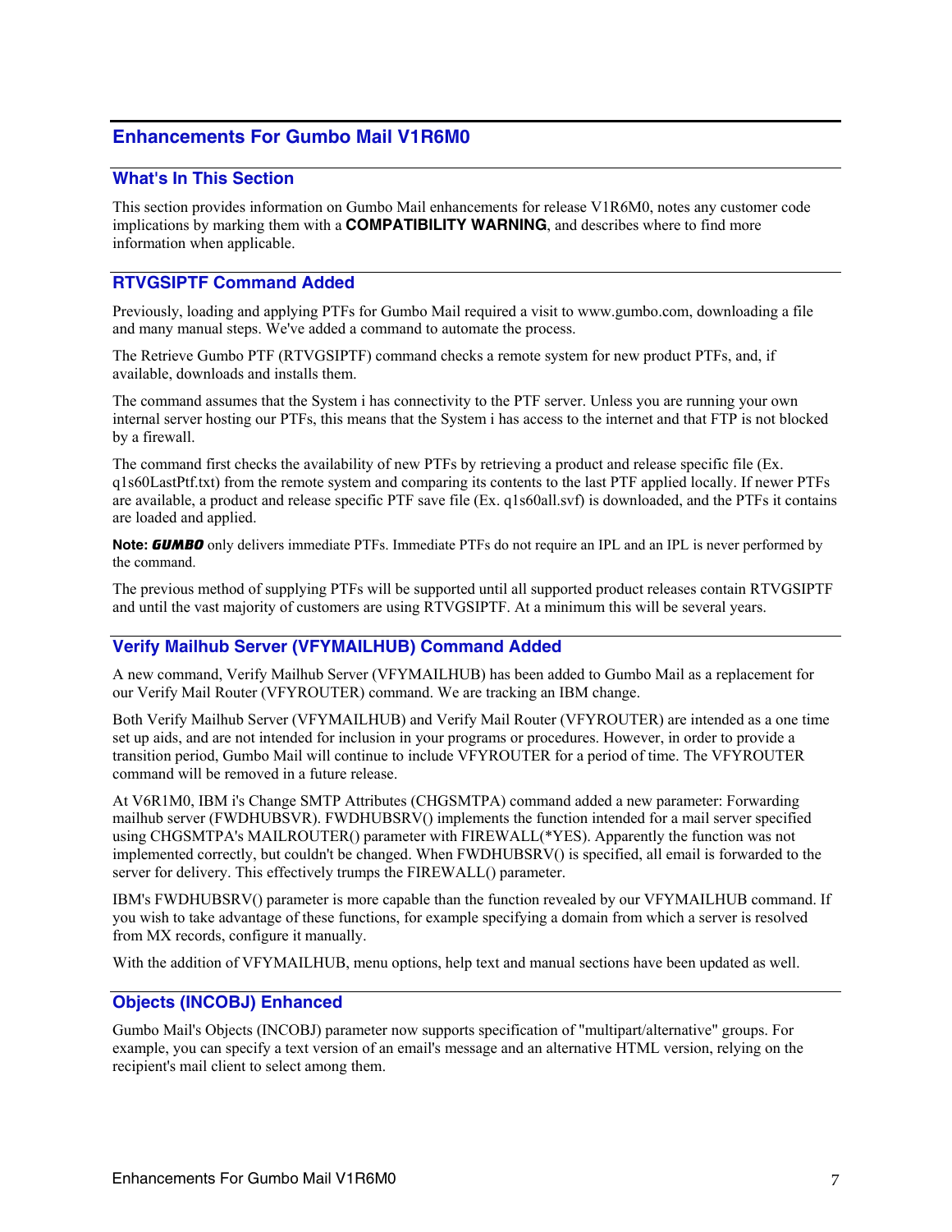# Enhancements For Gumbo Mail V1R6M0

## What's In This Section

This section provides information on Gumbo Mail enhancements for release V1R6M0, notes any customer code implications by marking them with a **COMPATIBILITY WARNING**, and describes where to find more information when applicable.

## RTVGSIPTF Command Added

Previously, loading and applying PTFs for Gumbo Mail required a visit to www.gumbo.com, downloading a file and many manual steps. We've added a command to automate the process.

The Retrieve Gumbo PTF (RTVGSIPTF) command checks a remote system for new product PTFs, and, if available, downloads and installs them.

The command assumes that the System i has connectivity to the PTF server. Unless you are running your own internal server hosting our PTFs, this means that the System i has access to the internet and that FTP is not blocked by a firewall.

The command first checks the availability of new PTFs by retrieving a product and release specific file (Ex. q1s60LastPtf.txt) from the remote system and comparing its contents to the last PTF applied locally. If newer PTFs are available, a product and release specific PTF save file (Ex. q1s60all.svf) is downloaded, and the PTFs it contains are loaded and applied.

**Note:** ***GUMBO*** only delivers immediate PTFs. Immediate PTFs do not require an IPL and an IPL is never performed by the command.

The previous method of supplying PTFs will be supported until all supported product releases contain RTVGSIPTF and until the vast majority of customers are using RTVGSIPTF. At a minimum this will be several years.

## Verify Mailhub Server (VFYMAILHUB) Command Added

A new command, Verify Mailhub Server (VFYMAILHUB) has been added to Gumbo Mail as a replacement for our Verify Mail Router (VFYROUTER) command. We are tracking an IBM change.

Both Verify Mailhub Server (VFYMAILHUB) and Verify Mail Router (VFYROUTER) are intended as a one time set up aids, and are not intended for inclusion in your programs or procedures. However, in order to provide a transition period, Gumbo Mail will continue to include VFYROUTER for a period of time. The VFYROUTER command will be removed in a future release.

At V6R1M0, IBM i's Change SMTP Attributes (CHGSMTPA) command added a new parameter: Forwarding mailhub server (FWDHUBSVR). FWDHUBSRV() implements the function intended for a mail server specified using CHGSMTPA's MAILROUTER() parameter with FIREWALL(*YES). Apparently the function was not implemented correctly, but couldn't be changed. When FWDHUBSRV() is specified, all email is forwarded to the server for delivery. This effectively trumps the FIREWALL() parameter.

IBM's FWDHUBSRV() parameter is more capable than the function revealed by our VFYMAILHUB command. If you wish to take advantage of these functions, for example specifying a domain from which a server is resolved from MX records, configure it manually.

With the addition of VFYMAILHUB, menu options, help text and manual sections have been updated as well.

## Objects (INCOBJ) Enhanced

Gumbo Mail's Objects (INCOBJ) parameter now supports specification of "multipart/alternative" groups. For example, you can specify a text version of an email's message and an alternative HTML version, relying on the recipient's mail client to select among them.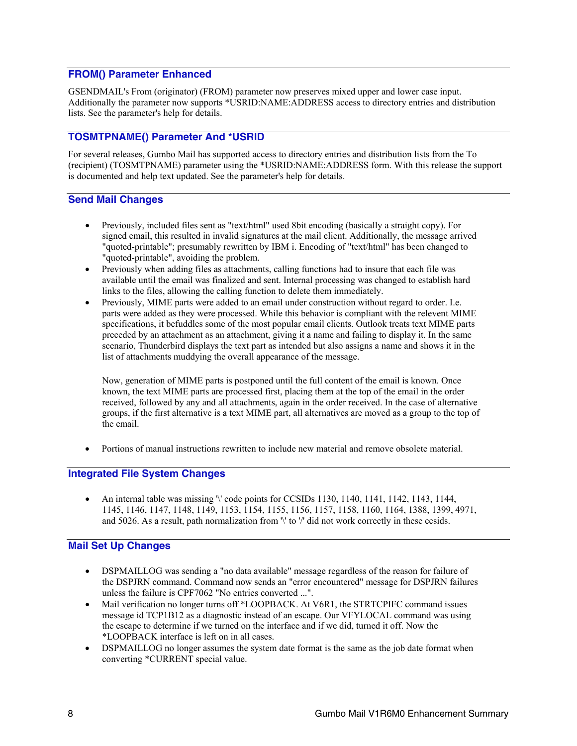## FROM() Parameter Enhanced

GSENDMAIL's From (originator) (FROM) parameter now preserves mixed upper and lower case input. Additionally the parameter now supports *USRID:NAME:ADDRESS access to directory entries and distribution lists. See the parameter's help for details.

## TOSMTPNAME() Parameter And *USRID

For several releases, Gumbo Mail has supported access to directory entries and distribution lists from the To (recipient) (TOSMTPNAME) parameter using the *USRID:NAME:ADDRESS form. With this release the support is documented and help text updated. See the parameter's help for details.

## Send Mail Changes

- Previously, included files sent as "text/html" used 8bit encoding (basically a straight copy). For signed email, this resulted in invalid signatures at the mail client. Additionally, the message arrived "quoted-printable"; presumably rewritten by IBM i. Encoding of "text/html" has been changed to "quoted-printable", avoiding the problem.
- Previously when adding files as attachments, calling functions had to insure that each file was available until the email was finalized and sent. Internal processing was changed to establish hard links to the files, allowing the calling function to delete them immediately.
- Previously, MIME parts were added to an email under construction without regard to order. I.e. parts were added as they were processed. While this behavior is compliant with the relevent MIME specifications, it befuddles some of the most popular email clients. Outlook treats text MIME parts preceded by an attachment as an attachment, giving it a name and failing to display it. In the same scenario, Thunderbird displays the text part as intended but also assigns a name and shows it in the list of attachments muddying the overall appearance of the message.

  Now, generation of MIME parts is postponed until the full content of the email is known. Once known, the text MIME parts are processed first, placing them at the top of the email in the order received, followed by any and all attachments, again in the order received. In the case of alternative groups, if the first alternative is a text MIME part, all alternatives are moved as a group to the top of the email.

- Portions of manual instructions rewritten to include new material and remove obsolete material.

## Integrated File System Changes

- An internal table was missing '\' code points for CCSIDs 1130, 1140, 1141, 1142, 1143, 1144, 1145, 1146, 1147, 1148, 1149, 1153, 1154, 1155, 1156, 1157, 1158, 1160, 1164, 1388, 1399, 4971, and 5026. As a result, path normalization from '\' to '/' did not work correctly in these ccsids.

## Mail Set Up Changes

- DSPMAILLOG was sending a "no data available" message regardless of the reason for failure of the DSPJRN command. Command now sends an "error encountered" message for DSPJRN failures unless the failure is CPF7062 "No entries converted ...".
- Mail verification no longer turns off *LOOPBACK. At V6R1, the STRTCPIFC command issues message id TCP1B12 as a diagnostic instead of an escape. Our VFYLOCAL command was using the escape to determine if we turned on the interface and if we did, turned it off. Now the *LOOPBACK interface is left on in all cases.
- DSPMAILLOG no longer assumes the system date format is the same as the job date format when converting *CURRENT special value.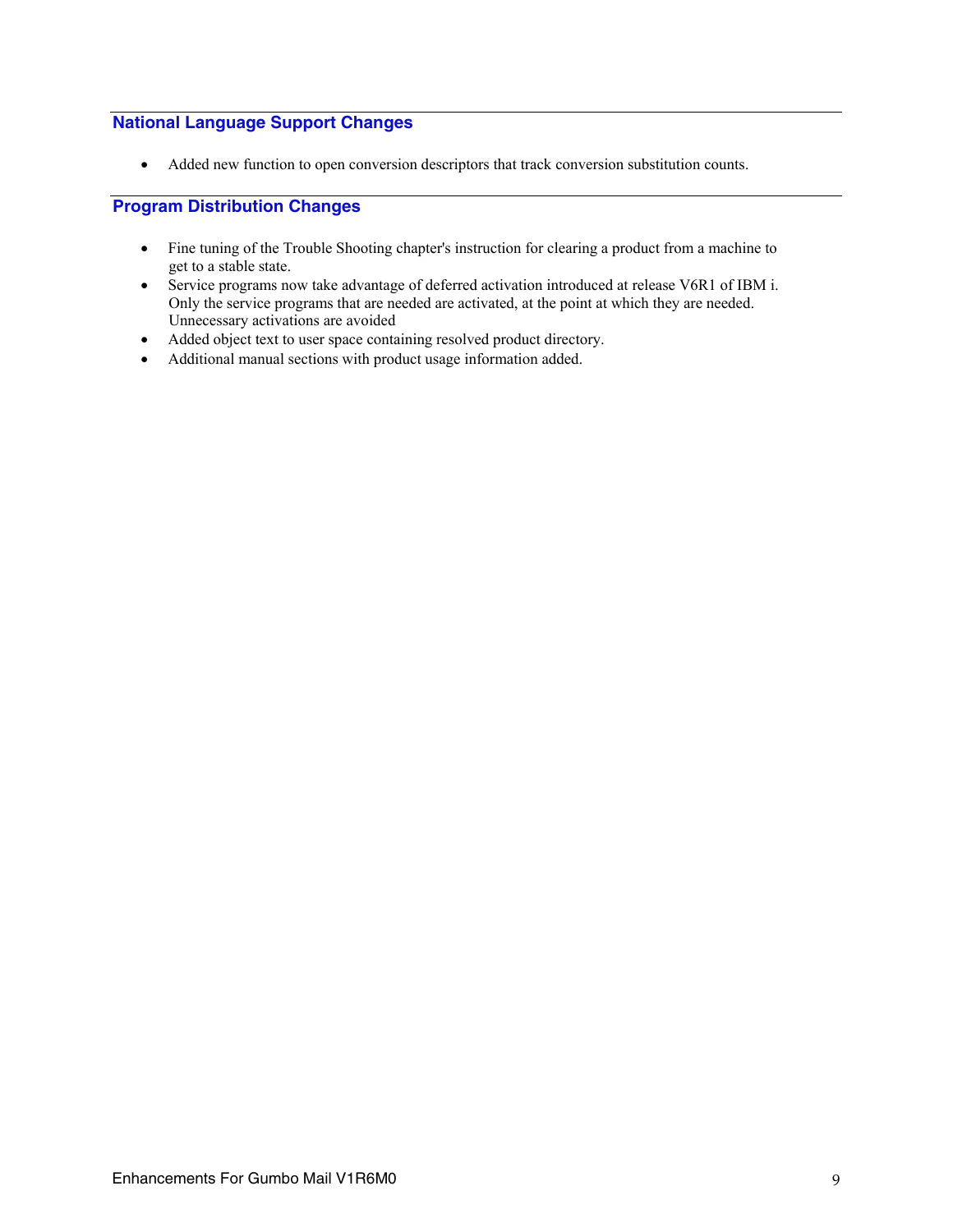## National Language Support Changes

- Added new function to open conversion descriptors that track conversion substitution counts.

## Program Distribution Changes

- Fine tuning of the Trouble Shooting chapter's instruction for clearing a product from a machine to get to a stable state.
- Service programs now take advantage of deferred activation introduced at release V6R1 of IBM i. Only the service programs that are needed are activated, at the point at which they are needed. Unnecessary activations are avoided
- Added object text to user space containing resolved product directory.
- Additional manual sections with product usage information added.